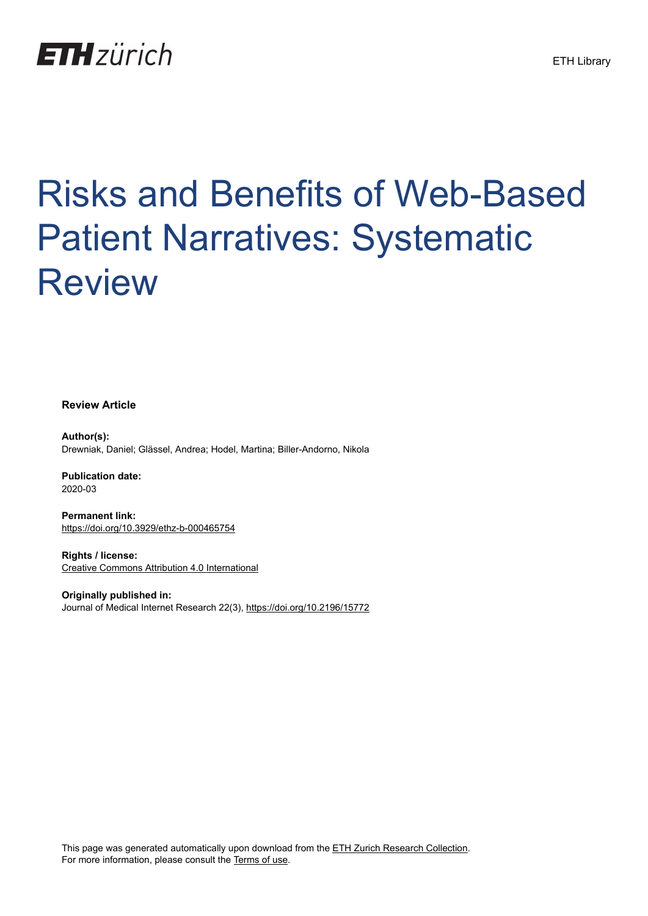ETH Library

# Risks and Benefits of Web-Based Patient Narratives: Systematic Review

**Review Article**

**Author(s):**
Drewniak, Daniel; Glässel, Andrea; Hodel, Martina; Biller-Andorno, Nikola

**Publication date:**
2020-03

**Permanent link:**
https://doi.org/10.3929/ethz-b-000465754

**Rights / license:**
Creative Commons Attribution 4.0 International

**Originally published in:**
Journal of Medical Internet Research 22(3), https://doi.org/10.2196/15772

This page was generated automatically upon download from the ETH Zurich Research Collection.
For more information, please consult the Terms of use.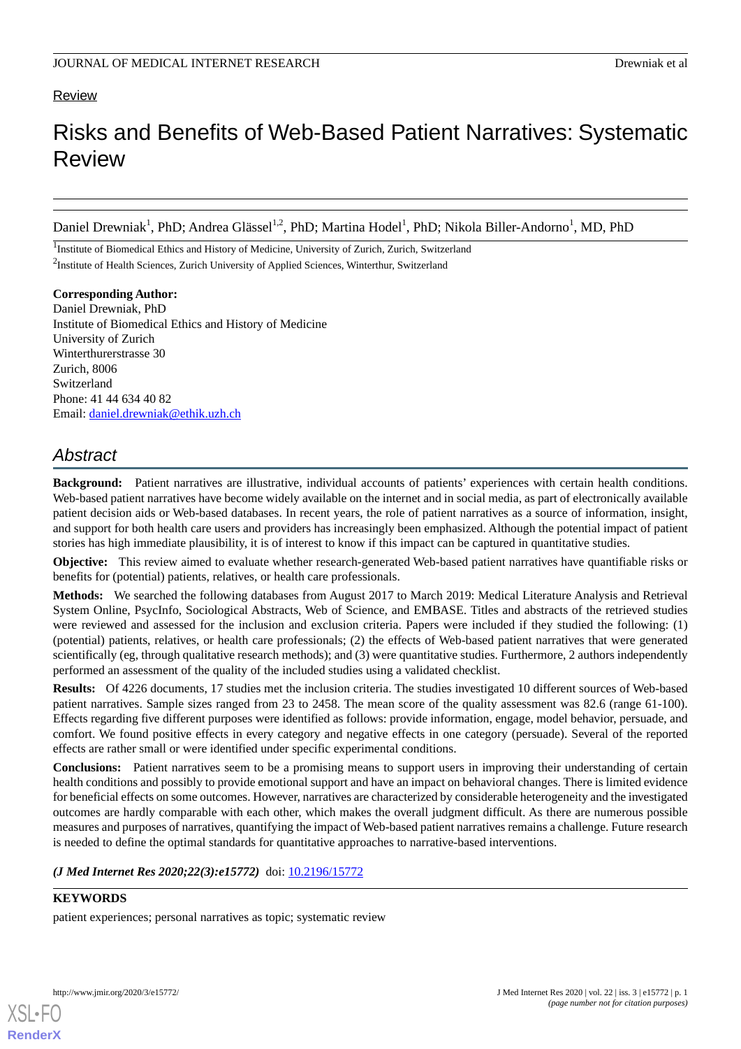Review

# Risks and Benefits of Web-Based Patient Narratives: Systematic Review

Daniel Drewniak[1], PhD; Andrea Glässel[1,2], PhD; Martina Hodel[1], PhD; Nikola Biller-Andorno[1], MD, PhD

[1]Institute of Biomedical Ethics and History of Medicine, University of Zurich, Zurich, Switzerland

[2]Institute of Health Sciences, Zurich University of Applied Sciences, Winterthur, Switzerland

**Corresponding Author:**
Daniel Drewniak, PhD
Institute of Biomedical Ethics and History of Medicine
University of Zurich
Winterthurerstrasse 30
Zurich, 8006
Switzerland
Phone: 41 44 634 40 82
Email: daniel.drewniak@ethik.uzh.ch

## Abstract

**Background:** Patient narratives are illustrative, individual accounts of patients' experiences with certain health conditions. Web-based patient narratives have become widely available on the internet and in social media, as part of electronically available patient decision aids or Web-based databases. In recent years, the role of patient narratives as a source of information, insight, and support for both health care users and providers has increasingly been emphasized. Although the potential impact of patient stories has high immediate plausibility, it is of interest to know if this impact can be captured in quantitative studies.

**Objective:** This review aimed to evaluate whether research-generated Web-based patient narratives have quantifiable risks or benefits for (potential) patients, relatives, or health care professionals.

**Methods:** We searched the following databases from August 2017 to March 2019: Medical Literature Analysis and Retrieval System Online, PsycInfo, Sociological Abstracts, Web of Science, and EMBASE. Titles and abstracts of the retrieved studies were reviewed and assessed for the inclusion and exclusion criteria. Papers were included if they studied the following: (1) (potential) patients, relatives, or health care professionals; (2) the effects of Web-based patient narratives that were generated scientifically (eg, through qualitative research methods); and (3) were quantitative studies. Furthermore, 2 authors independently performed an assessment of the quality of the included studies using a validated checklist.

**Results:** Of 4226 documents, 17 studies met the inclusion criteria. The studies investigated 10 different sources of Web-based patient narratives. Sample sizes ranged from 23 to 2458. The mean score of the quality assessment was 82.6 (range 61-100). Effects regarding five different purposes were identified as follows: provide information, engage, model behavior, persuade, and comfort. We found positive effects in every category and negative effects in one category (persuade). Several of the reported effects are rather small or were identified under specific experimental conditions.

**Conclusions:** Patient narratives seem to be a promising means to support users in improving their understanding of certain health conditions and possibly to provide emotional support and have an impact on behavioral changes. There is limited evidence for beneficial effects on some outcomes. However, narratives are characterized by considerable heterogeneity and the investigated outcomes are hardly comparable with each other, which makes the overall judgment difficult. As there are numerous possible measures and purposes of narratives, quantifying the impact of Web-based patient narratives remains a challenge. Future research is needed to define the optimal standards for quantitative approaches to narrative-based interventions.

***(J Med Internet Res 2020;22(3):e15772)*** doi: 10.2196/15772

**KEYWORDS**

patient experiences; personal narratives as topic; systematic review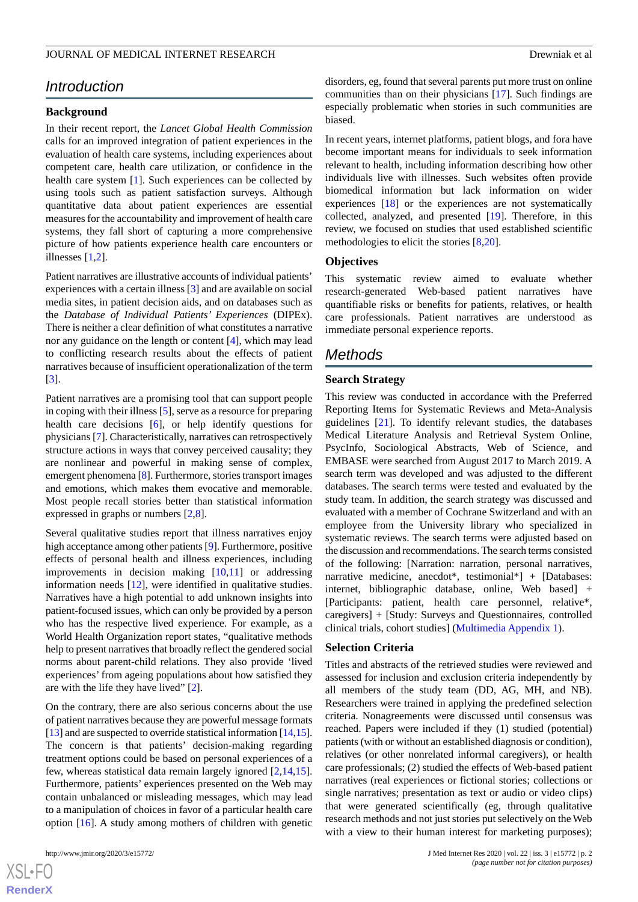# Introduction

## Background

In their recent report, the *Lancet Global Health Commission* calls for an improved integration of patient experiences in the evaluation of health care systems, including experiences about competent care, health care utilization, or confidence in the health care system [1]. Such experiences can be collected by using tools such as patient satisfaction surveys. Although quantitative data about patient experiences are essential measures for the accountability and improvement of health care systems, they fall short of capturing a more comprehensive picture of how patients experience health care encounters or illnesses [1,2].

Patient narratives are illustrative accounts of individual patients' experiences with a certain illness [3] and are available on social media sites, in patient decision aids, and on databases such as the *Database of Individual Patients' Experiences* (DIPEx). There is neither a clear definition of what constitutes a narrative nor any guidance on the length or content [4], which may lead to conflicting research results about the effects of patient narratives because of insufficient operationalization of the term [3].

Patient narratives are a promising tool that can support people in coping with their illness [5], serve as a resource for preparing health care decisions [6], or help identify questions for physicians [7]. Characteristically, narratives can retrospectively structure actions in ways that convey perceived causality; they are nonlinear and powerful in making sense of complex, emergent phenomena [8]. Furthermore, stories transport images and emotions, which makes them evocative and memorable. Most people recall stories better than statistical information expressed in graphs or numbers [2,8].

Several qualitative studies report that illness narratives enjoy high acceptance among other patients [9]. Furthermore, positive effects of personal health and illness experiences, including improvements in decision making [10,11] or addressing information needs [12], were identified in qualitative studies. Narratives have a high potential to add unknown insights into patient-focused issues, which can only be provided by a person who has the respective lived experience. For example, as a World Health Organization report states, "qualitative methods help to present narratives that broadly reflect the gendered social norms about parent-child relations. They also provide 'lived experiences' from ageing populations about how satisfied they are with the life they have lived" [2].

On the contrary, there are also serious concerns about the use of patient narratives because they are powerful message formats [13] and are suspected to override statistical information [14,15]. The concern is that patients' decision-making regarding treatment options could be based on personal experiences of a few, whereas statistical data remain largely ignored [2,14,15]. Furthermore, patients' experiences presented on the Web may contain unbalanced or misleading messages, which may lead to a manipulation of choices in favor of a particular health care option [16]. A study among mothers of children with genetic disorders, eg, found that several parents put more trust on online communities than on their physicians [17]. Such findings are especially problematic when stories in such communities are biased.

In recent years, internet platforms, patient blogs, and fora have become important means for individuals to seek information relevant to health, including information describing how other individuals live with illnesses. Such websites often provide biomedical information but lack information on wider experiences [18] or the experiences are not systematically collected, analyzed, and presented [19]. Therefore, in this review, we focused on studies that used established scientific methodologies to elicit the stories [8,20].

## Objectives

This systematic review aimed to evaluate whether research-generated Web-based patient narratives have quantifiable risks or benefits for patients, relatives, or health care professionals. Patient narratives are understood as immediate personal experience reports.

# Methods

## Search Strategy

This review was conducted in accordance with the Preferred Reporting Items for Systematic Reviews and Meta-Analysis guidelines [21]. To identify relevant studies, the databases Medical Literature Analysis and Retrieval System Online, PsycInfo, Sociological Abstracts, Web of Science, and EMBASE were searched from August 2017 to March 2019. A search term was developed and was adjusted to the different databases. The search terms were tested and evaluated by the study team. In addition, the search strategy was discussed and evaluated with a member of Cochrane Switzerland and with an employee from the University library who specialized in systematic reviews. The search terms were adjusted based on the discussion and recommendations. The search terms consisted of the following: [Narration: narration, personal narratives, narrative medicine, anecdot*, testimonial*] + [Databases: internet, bibliographic database, online, Web based] + [Participants: patient, health care personnel, relative*, caregivers] + [Study: Surveys and Questionnaires, controlled clinical trials, cohort studies] (Multimedia Appendix 1).

## Selection Criteria

Titles and abstracts of the retrieved studies were reviewed and assessed for inclusion and exclusion criteria independently by all members of the study team (DD, AG, MH, and NB). Researchers were trained in applying the predefined selection criteria. Nonagreements were discussed until consensus was reached. Papers were included if they (1) studied (potential) patients (with or without an established diagnosis or condition), relatives (or other nonrelated informal caregivers), or health care professionals; (2) studied the effects of Web-based patient narratives (real experiences or fictional stories; collections or single narratives; presentation as text or audio or video clips) that were generated scientifically (eg, through qualitative research methods and not just stories put selectively on the Web with a view to their human interest for marketing purposes);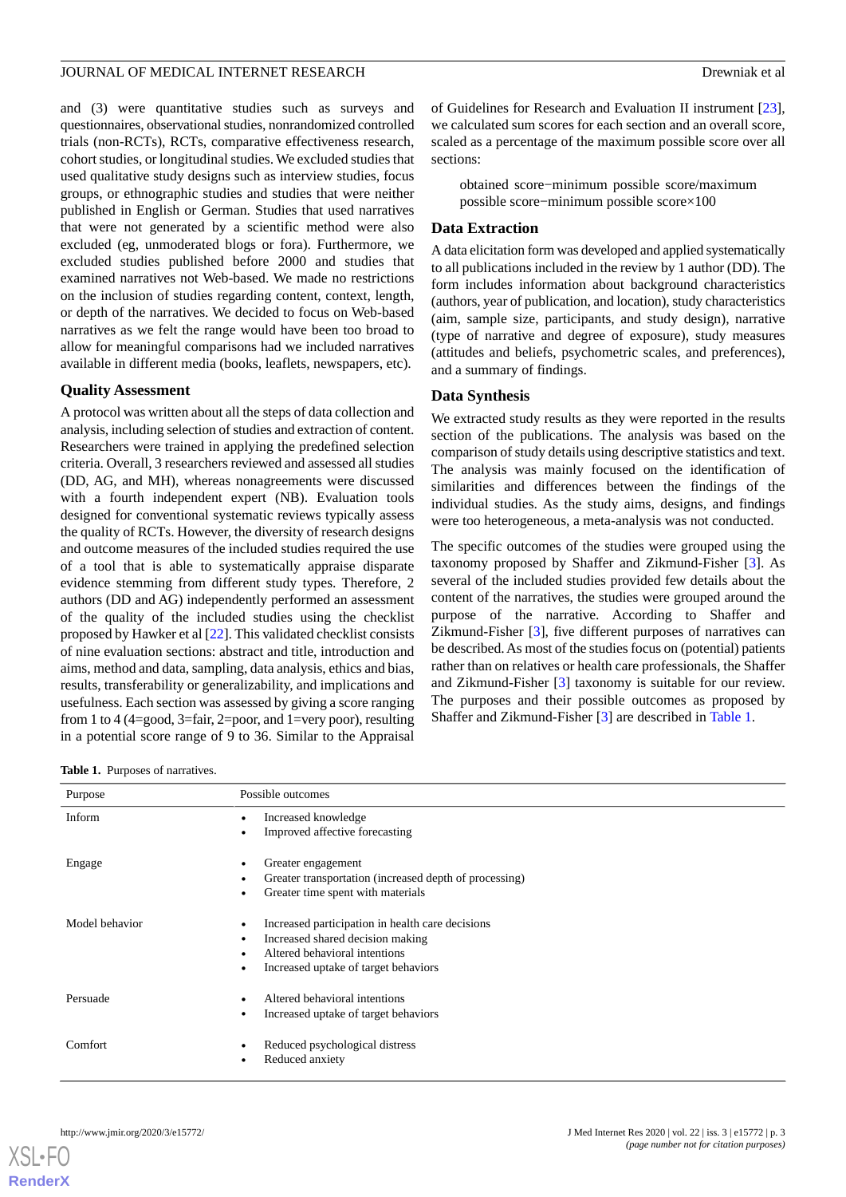and (3) were quantitative studies such as surveys and questionnaires, observational studies, nonrandomized controlled trials (non-RCTs), comparative effectiveness research, cohort studies, or longitudinal studies. We excluded studies that used qualitative study designs such as interview studies, focus groups, or ethnographic studies and studies that were neither published in English or German. Studies that used narratives that were not generated by a scientific method were also excluded (eg, unmoderated blogs or fora). Furthermore, we excluded studies published before 2000 and studies that examined narratives not Web-based. We made no restrictions on the inclusion of studies regarding content, context, length, or depth of the narratives. We decided to focus on Web-based narratives as we felt the range would have been too broad to allow for meaningful comparisons had we included narratives available in different media (books, leaflets, newspapers, etc).

### Quality Assessment

A protocol was written about all the steps of data collection and analysis, including selection of studies and extraction of content. Researchers were trained in applying the predefined selection criteria. Overall, 3 researchers reviewed and assessed all studies (DD, AG, and MH), whereas nonagreements were discussed with a fourth independent expert (NB). Evaluation tools designed for conventional systematic reviews typically assess the quality of RCTs. However, the diversity of research designs and outcome measures of the included studies required the use of a tool that is able to systematically appraise disparate evidence stemming from different study types. Therefore, 2 authors (DD and AG) independently performed an assessment of the quality of the included studies using the checklist proposed by Hawker et al [22]. This validated checklist consists of nine evaluation sections: abstract and title, introduction and aims, method and data, sampling, data analysis, ethics and bias, results, transferability or generalizability, and implications and usefulness. Each section was assessed by giving a score ranging from 1 to 4 (4=good, 3=fair, 2=poor, and 1=very poor), resulting in a potential score range of 9 to 36. Similar to the Appraisal of Guidelines for Research and Evaluation II instrument [23], we calculated sum scores for each section and an overall score, scaled as a percentage of the maximum possible score over all sections:

obtained score−minimum possible score/maximum possible score−minimum possible score×100

### Data Extraction

A data elicitation form was developed and applied systematically to all publications included in the review by 1 author (DD). The form includes information about background characteristics (authors, year of publication, and location), study characteristics (aim, sample size, participants, and study design), narrative (type of narrative and degree of exposure), study measures (attitudes and beliefs, psychometric scales, and preferences), and a summary of findings.

### Data Synthesis

We extracted study results as they were reported in the results section of the publications. The analysis was based on the comparison of study details using descriptive statistics and text. The analysis was mainly focused on the identification of similarities and differences between the findings of the individual studies. As the study aims, designs, and findings were too heterogeneous, a meta-analysis was not conducted.

The specific outcomes of the studies were grouped using the taxonomy proposed by Shaffer and Zikmund-Fisher [3]. As several of the included studies provided few details about the content of the narratives, the studies were grouped around the purpose of the narrative. According to Shaffer and Zikmund-Fisher [3], five different purposes of narratives can be described. As most of the studies focus on (potential) patients rather than on relatives or health care professionals, the Shaffer and Zikmund-Fisher [3] taxonomy is suitable for our review. The purposes and their possible outcomes as proposed by Shaffer and Zikmund-Fisher [3] are described in Table 1.

**Table 1.** Purposes of narratives.

| Purpose | Possible outcomes |
|---|---|
| Inform | • Increased knowledge<br>• Improved affective forecasting |
| Engage | • Greater engagement<br>• Greater transportation (increased depth of processing)<br>• Greater time spent with materials |
| Model behavior | • Increased participation in health care decisions<br>• Increased shared decision making<br>• Altered behavioral intentions<br>• Increased uptake of target behaviors |
| Persuade | • Altered behavioral intentions<br>• Increased uptake of target behaviors |
| Comfort | • Reduced psychological distress<br>• Reduced anxiety |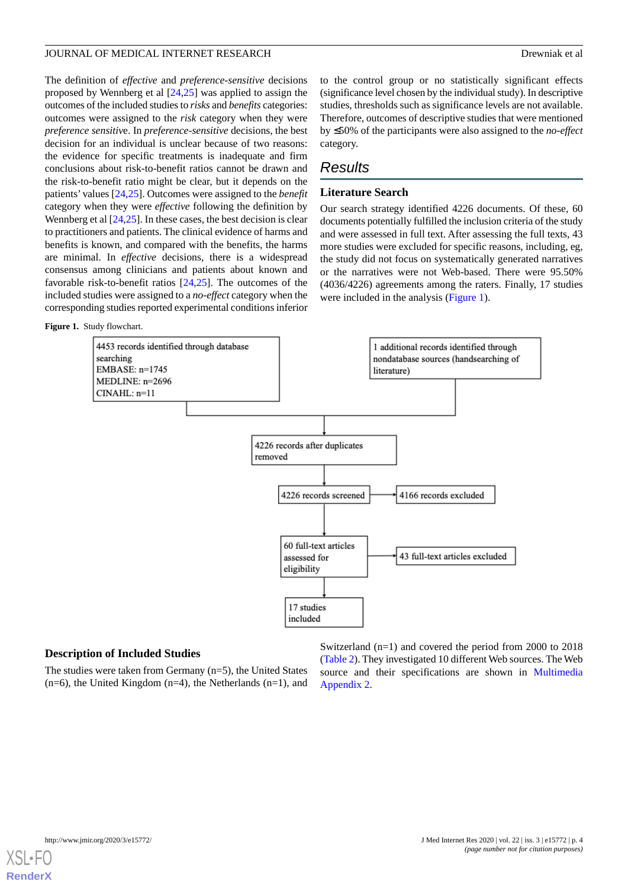The definition of *effective* and *preference-sensitive* decisions proposed by Wennberg et al [24,25] was applied to assign the outcomes of the included studies to *risks* and *benefits* categories: outcomes were assigned to the *risk* category when they were *preference sensitive*. In *preference-sensitive* decisions, the best decision for an individual is unclear because of two reasons: the evidence for specific treatments is inadequate and firm conclusions about risk-to-benefit ratios cannot be drawn and the risk-to-benefit ratio might be clear, but it depends on the patients' values [24,25]. Outcomes were assigned to the *benefit* category when they were *effective* following the definition by Wennberg et al [24,25]. In these cases, the best decision is clear to practitioners and patients. The clinical evidence of harms and benefits is known, and compared with the benefits, the harms are minimal. In *effective* decisions, there is a widespread consensus among clinicians and patients about known and favorable risk-to-benefit ratios [24,25]. The outcomes of the included studies were assigned to a *no-effect* category when the corresponding studies reported experimental conditions inferior to the control group or no statistically significant effects (significance level chosen by the individual study). In descriptive studies, thresholds such as significance levels are not available. Therefore, outcomes of descriptive studies that were mentioned by ≤50% of the participants were also assigned to the *no-effect* category.

## Results

### Literature Search

Our search strategy identified 4226 documents. Of these, 60 documents potentially fulfilled the inclusion criteria of the study and were assessed in full text. After assessing the full texts, 43 more studies were excluded for specific reasons, including, eg, the study did not focus on systematically generated narratives or the narratives were not Web-based. There were 95.50% (4036/4226) agreements among the raters. Finally, 17 studies were included in the analysis (Figure 1).

**Figure 1.** Study flowchart.

4453 records identified through database searching
EMBASE: n=1745
MEDLINE: n=2696
CINAHL: n=11

1 additional records identified through nondatabase sources (handsearching of literature)

4226 records after duplicates removed

4226 records screened → 4166 records excluded

60 full-text articles assessed for eligibility → 43 full-text articles excluded

17 studies included

### Description of Included Studies

The studies were taken from Germany (n=5), the United States (n=6), the United Kingdom (n=4), the Netherlands (n=1), and Switzerland (n=1) and covered the period from 2000 to 2018 (Table 2). They investigated 10 different Web sources. The Web source and their specifications are shown in Multimedia Appendix 2.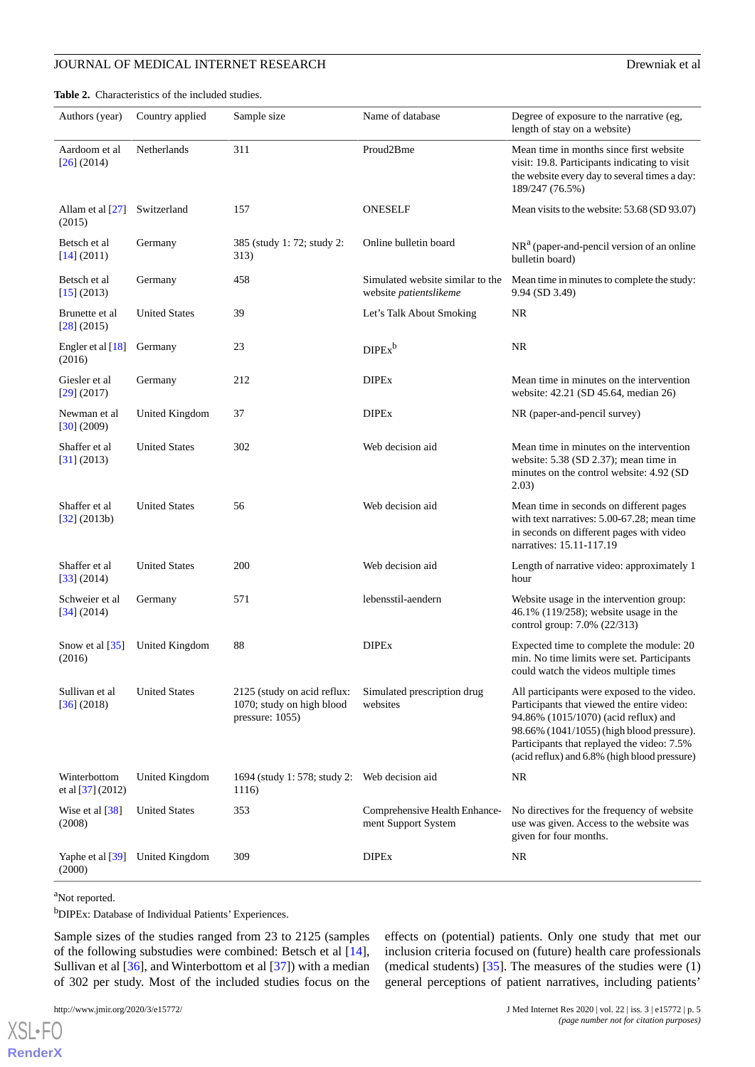**Table 2.** Characteristics of the included studies.

| Authors (year) | Country applied | Sample size | Name of database | Degree of exposure to the narrative (eg, length of stay on a website) |
|---|---|---|---|---|
| Aardoom et al [26] (2014) | Netherlands | 311 | Proud2Bme | Mean time in months since first website visit: 19.8. Participants indicating to visit the website every day to several times a day: 189/247 (76.5%) |
| Allam et al [27] (2015) | Switzerland | 157 | ONESELF | Mean visits to the website: 53.68 (SD 93.07) |
| Betsch et al [14] (2011) | Germany | 385 (study 1: 72; study 2: 313) | Online bulletin board | NR[a] (paper-and-pencil version of an online bulletin board) |
| Betsch et al [15] (2013) | Germany | 458 | Simulated website similar to the website *patientslikeme* | Mean time in minutes to complete the study: 9.94 (SD 3.49) |
| Brunette et al [28] (2015) | United States | 39 | Let's Talk About Smoking | NR |
| Engler et al [18] (2016) | Germany | 23 | DIPEx[b] | NR |
| Giesler et al [29] (2017) | Germany | 212 | DIPEx | Mean time in minutes on the intervention website: 42.21 (SD 45.64, median 26) |
| Newman et al [30] (2009) | United Kingdom | 37 | DIPEx | NR (paper-and-pencil survey) |
| Shaffer et al [31] (2013) | United States | 302 | Web decision aid | Mean time in minutes on the intervention website: 5.38 (SD 2.37); mean time in minutes on the control website: 4.92 (SD 2.03) |
| Shaffer et al [32] (2013b) | United States | 56 | Web decision aid | Mean time in seconds on different pages with text narratives: 5.00-67.28; mean time in seconds on different pages with video narratives: 15.11-117.19 |
| Shaffer et al [33] (2014) | United States | 200 | Web decision aid | Length of narrative video: approximately 1 hour |
| Schweier et al [34] (2014) | Germany | 571 | lebensstil-aendern | Website usage in the intervention group: 46.1% (119/258); website usage in the control group: 7.0% (22/313) |
| Snow et al [35] (2016) | United Kingdom | 88 | DIPEx | Expected time to complete the module: 20 min. No time limits were set. Participants could watch the videos multiple times |
| Sullivan et al [36] (2018) | United States | 2125 (study on acid reflux: 1070; study on high blood pressure: 1055) | Simulated prescription drug websites | All participants were exposed to the video. Participants that viewed the entire video: 94.86% (1015/1070) (acid reflux) and 98.66% (1041/1055) (high blood pressure). Participants that replayed the video: 7.5% (acid reflux) and 6.8% (high blood pressure) |
| Winterbottom et al [37] (2012) | United Kingdom | 1694 (study 1: 578; study 2: 1116) | Web decision aid | NR |
| Wise et al [38] (2008) | United States | 353 | Comprehensive Health Enhancement Support System | No directives for the frequency of website use was given. Access to the website was given for four months. |
| Yaphe et al [39] (2000) | United Kingdom | 309 | DIPEx | NR |

[a]Not reported.

[b]DIPEx: Database of Individual Patients' Experiences.

Sample sizes of the studies ranged from 23 to 2125 (samples of the following substudies were combined: Betsch et al [14], Sullivan et al [36], and Winterbottom et al [37]) with a median of 302 per study. Most of the included studies focus on the effects on (potential) patients. Only one study that met our inclusion criteria focused on (future) health care professionals (medical students) [35]. The measures of the studies were (1) general perceptions of patient narratives, including patients'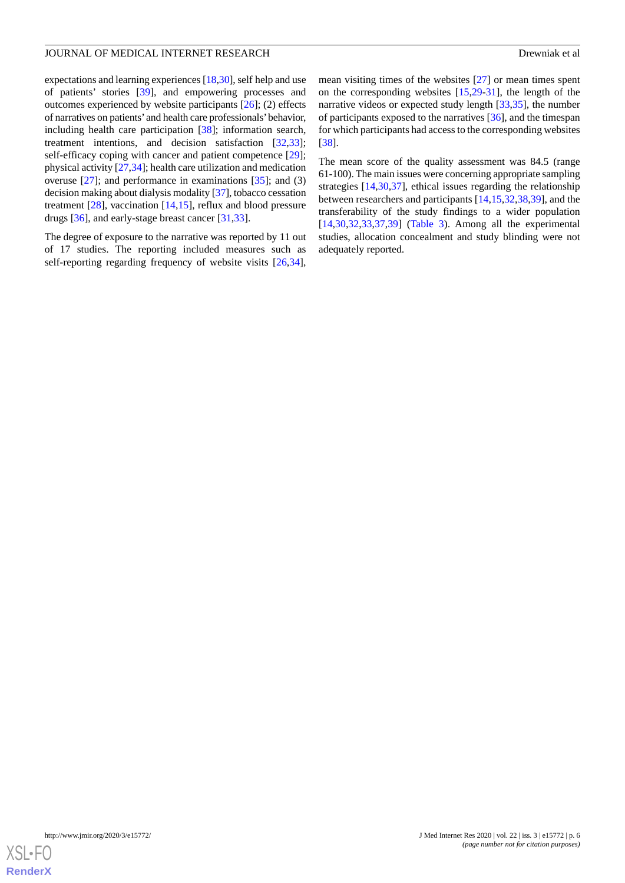expectations and learning experiences [18,30], self help and use of patients' stories [39], and empowering processes and outcomes experienced by website participants [26]; (2) effects of narratives on patients' and health care professionals' behavior, including health care participation [38]; information search, treatment intentions, and decision satisfaction [32,33]; self-efficacy coping with cancer and patient competence [29]; physical activity [27,34]; health care utilization and medication overuse [27]; and performance in examinations [35]; and (3) decision making about dialysis modality [37], tobacco cessation treatment [28], vaccination [14,15], reflux and blood pressure drugs [36], and early-stage breast cancer [31,33].

The degree of exposure to the narrative was reported by 11 out of 17 studies. The reporting included measures such as self-reporting regarding frequency of website visits [26,34], mean visiting times of the websites [27] or mean times spent on the corresponding websites [15,29-31], the length of the narrative videos or expected study length [33,35], the number of participants exposed to the narratives [36], and the timespan for which participants had access to the corresponding websites [38].

The mean score of the quality assessment was 84.5 (range 61-100). The main issues were concerning appropriate sampling strategies [14,30,37], ethical issues regarding the relationship between researchers and participants [14,15,32,38,39], and the transferability of the study findings to a wider population [14,30,32,33,37,39] (Table 3). Among all the experimental studies, allocation concealment and study blinding were not adequately reported.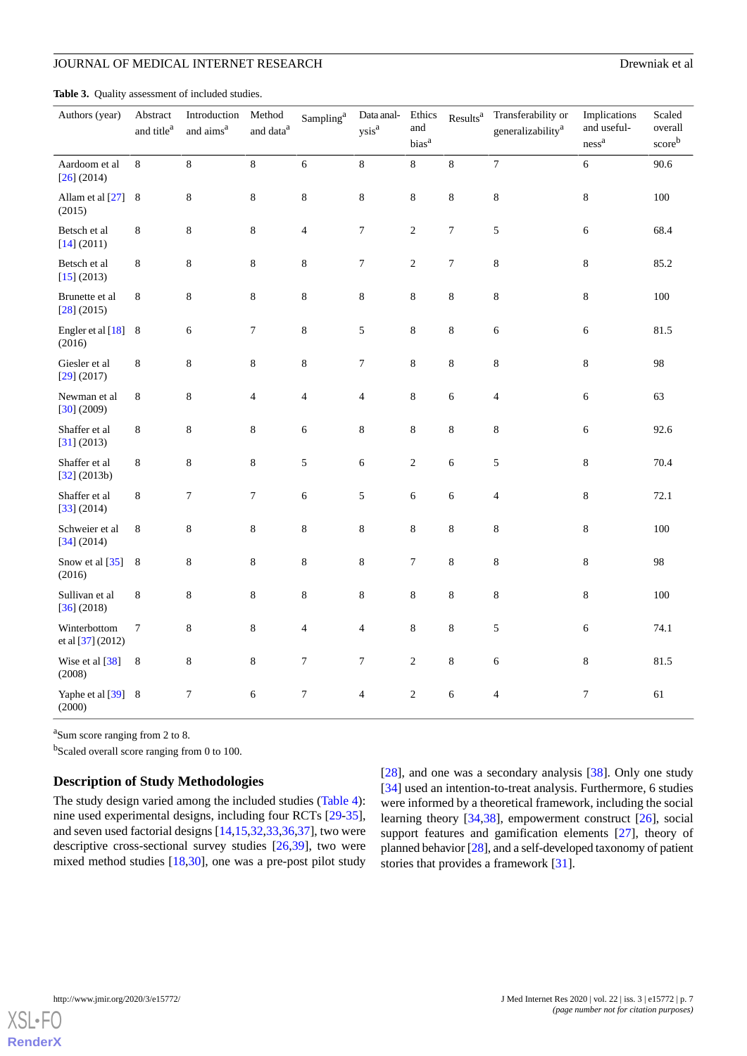**Table 3.** Quality assessment of included studies.

| Authors (year) | Abstract and title[a] | Introduction and aims[a] | Method and data[a] | Sampling[a] | Data analysis[a] | Ethics and bias[a] | Results[a] | Transferability or generalizability[a] | Implications and usefulness[a] | Scaled overall score[b] |
|---|---|---|---|---|---|---|---|---|---|---|
| Aardoom et al [26] (2014) | 8 | 8 | 8 | 6 | 8 | 8 | 8 | 7 | 6 | 90.6 |
| Allam et al [27] (2015) | 8 | 8 | 8 | 8 | 8 | 8 | 8 | 8 | 8 | 100 |
| Betsch et al [14] (2011) | 8 | 8 | 8 | 4 | 7 | 2 | 7 | 5 | 6 | 68.4 |
| Betsch et al [15] (2013) | 8 | 8 | 8 | 8 | 7 | 2 | 7 | 8 | 8 | 85.2 |
| Brunette et al [28] (2015) | 8 | 8 | 8 | 8 | 8 | 8 | 8 | 8 | 8 | 100 |
| Engler et al [18] (2016) | 8 | 6 | 7 | 8 | 5 | 8 | 8 | 6 | 6 | 81.5 |
| Giesler et al [29] (2017) | 8 | 8 | 8 | 8 | 7 | 8 | 8 | 8 | 8 | 98 |
| Newman et al [30] (2009) | 8 | 8 | 4 | 4 | 4 | 8 | 6 | 4 | 6 | 63 |
| Shaffer et al [31] (2013) | 8 | 8 | 8 | 6 | 8 | 8 | 8 | 8 | 6 | 92.6 |
| Shaffer et al [32] (2013b) | 8 | 8 | 8 | 5 | 6 | 2 | 6 | 5 | 8 | 70.4 |
| Shaffer et al [33] (2014) | 8 | 7 | 7 | 6 | 5 | 6 | 6 | 4 | 8 | 72.1 |
| Schweier et al [34] (2014) | 8 | 8 | 8 | 8 | 8 | 8 | 8 | 8 | 8 | 100 |
| Snow et al [35] (2016) | 8 | 8 | 8 | 8 | 8 | 7 | 8 | 8 | 8 | 98 |
| Sullivan et al [36] (2018) | 8 | 8 | 8 | 8 | 8 | 8 | 8 | 8 | 8 | 100 |
| Winterbottom et al [37] (2012) | 7 | 8 | 8 | 4 | 4 | 8 | 8 | 5 | 6 | 74.1 |
| Wise et al [38] (2008) | 8 | 8 | 8 | 7 | 7 | 2 | 8 | 6 | 8 | 81.5 |
| Yaphe et al [39] (2000) | 8 | 7 | 6 | 7 | 4 | 2 | 6 | 4 | 7 | 61 |

[a]Sum score ranging from 2 to 8.

[b]Scaled overall score ranging from 0 to 100.

### Description of Study Methodologies

The study design varied among the included studies (Table 4): nine used experimental designs, including four RCTs [29-35], and seven used factorial designs [14,15,32,33,36,37], two were descriptive cross-sectional survey studies [26,39], two were mixed method studies [18,30], one was a pre-post pilot study [28], and one was a secondary analysis [38]. Only one study [34] used an intention-to-treat analysis. Furthermore, 6 studies were informed by a theoretical framework, including the social learning theory [34,38], empowerment construct [26], social support features and gamification elements [27], theory of planned behavior [28], and a self-developed taxonomy of patient stories that provides a framework [31].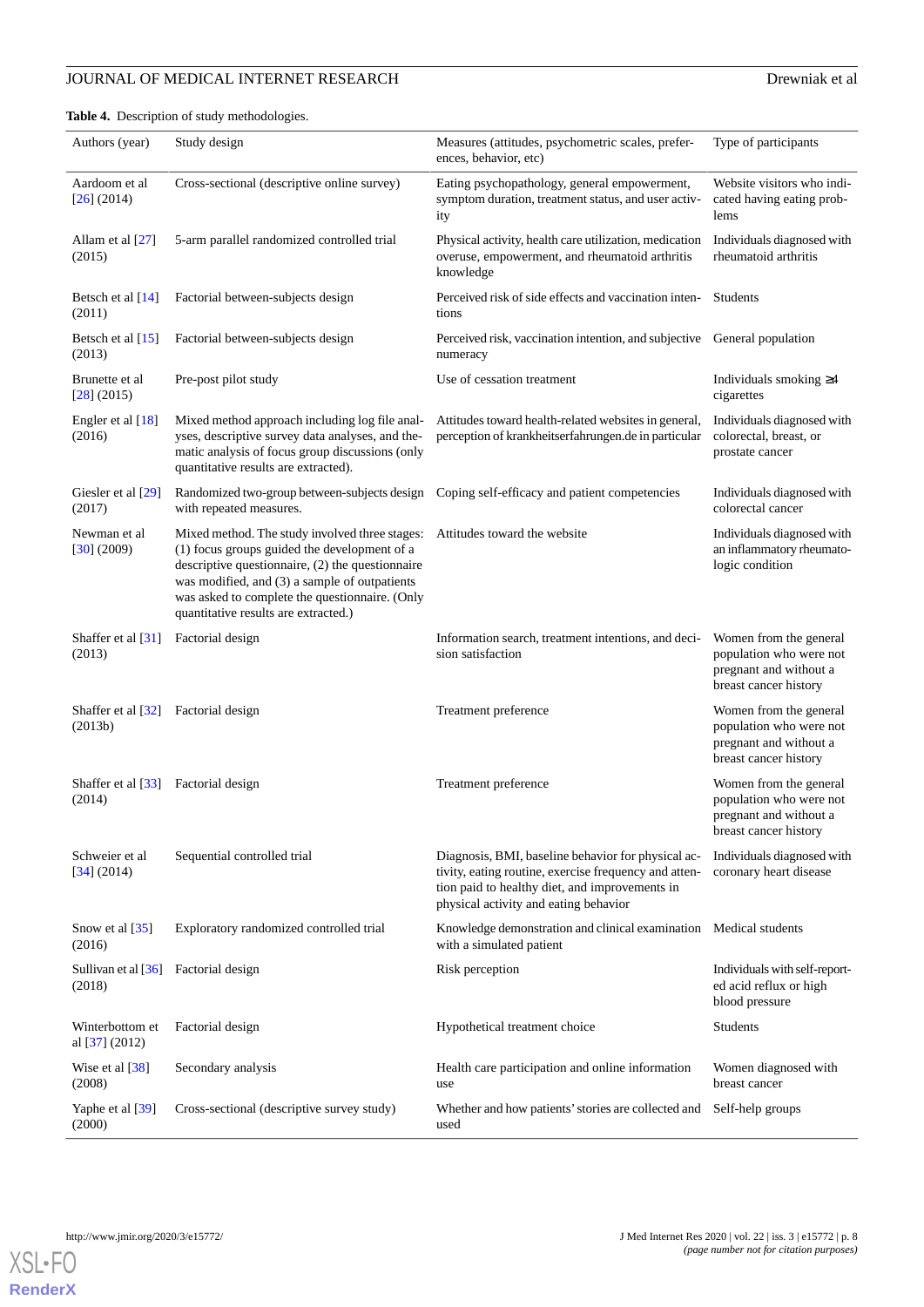**Table 4.** Description of study methodologies.

| Authors (year) | Study design | Measures (attitudes, psychometric scales, preferences, behavior, etc) | Type of participants |
| --- | --- | --- | --- |
| Aardoom et al [26] (2014) | Cross-sectional (descriptive online survey) | Eating psychopathology, general empowerment, symptom duration, treatment status, and user activity | Website visitors who indicated having eating problems |
| Allam et al [27] (2015) | 5-arm parallel randomized controlled trial | Physical activity, health care utilization, medication overuse, empowerment, and rheumatoid arthritis knowledge | Individuals diagnosed with rheumatoid arthritis |
| Betsch et al [14] (2011) | Factorial between-subjects design | Perceived risk of side effects and vaccination intentions | Students |
| Betsch et al [15] (2013) | Factorial between-subjects design | Perceived risk, vaccination intention, and subjective numeracy | General population |
| Brunette et al [28] (2015) | Pre-post pilot study | Use of cessation treatment | Individuals smoking ≥4 cigarettes |
| Engler et al [18] (2016) | Mixed method approach including log file analyses, descriptive survey data analyses, and thematic analysis of focus group discussions (only quantitative results are extracted). | Attitudes toward health-related websites in general, perception of krankheitserfahrungen.de in particular | Individuals diagnosed with colorectal, breast, or prostate cancer |
| Giesler et al [29] (2017) | Randomized two-group between-subjects design with repeated measures. | Coping self-efficacy and patient competencies | Individuals diagnosed with colorectal cancer |
| Newman et al [30] (2009) | Mixed method. The study involved three stages: (1) focus groups guided the development of a descriptive questionnaire, (2) the questionnaire was modified, and (3) a sample of outpatients was asked to complete the questionnaire. (Only quantitative results are extracted.) | Attitudes toward the website | Individuals diagnosed with an inflammatory rheumatologic condition |
| Shaffer et al [31] (2013) | Factorial design | Information search, treatment intentions, and decision satisfaction | Women from the general population who were not pregnant and without a breast cancer history |
| Shaffer et al [32] (2013b) | Factorial design | Treatment preference | Women from the general population who were not pregnant and without a breast cancer history |
| Shaffer et al [33] (2014) | Factorial design | Treatment preference | Women from the general population who were not pregnant and without a breast cancer history |
| Schweier et al [34] (2014) | Sequential controlled trial | Diagnosis, BMI, baseline behavior for physical activity, eating routine, exercise frequency and attention paid to healthy diet, and improvements in physical activity and eating behavior | Individuals diagnosed with coronary heart disease |
| Snow et al [35] (2016) | Exploratory randomized controlled trial | Knowledge demonstration and clinical examination with a simulated patient | Medical students |
| Sullivan et al [36] (2018) | Factorial design | Risk perception | Individuals with self-reported acid reflux or high blood pressure |
| Winterbottom et al [37] (2012) | Factorial design | Hypothetical treatment choice | Students |
| Wise et al [38] (2008) | Secondary analysis | Health care participation and online information use | Women diagnosed with breast cancer |
| Yaphe et al [39] (2000) | Cross-sectional (descriptive survey study) | Whether and how patients' stories are collected and used | Self-help groups |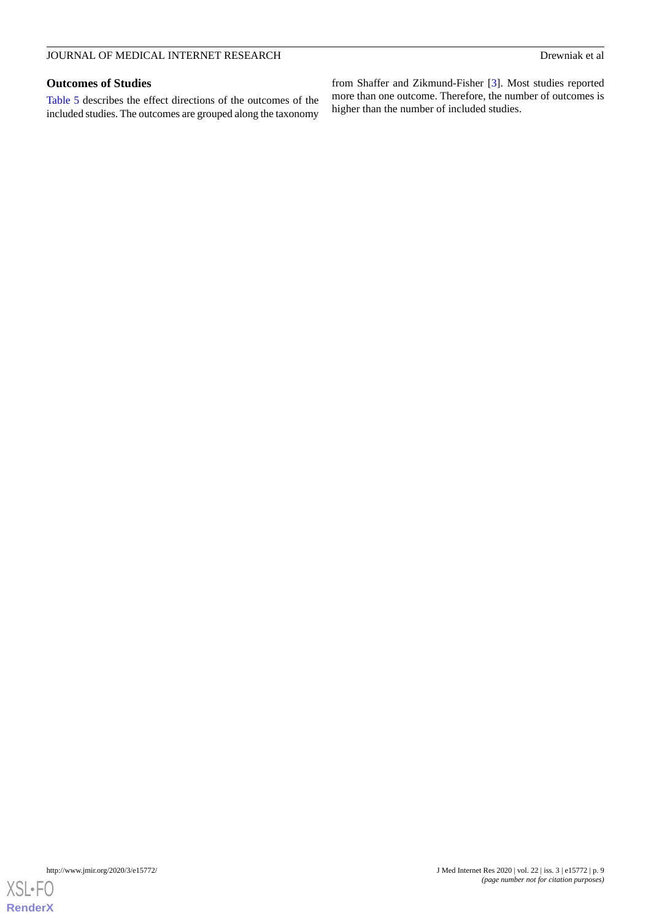### Outcomes of Studies

Table 5 describes the effect directions of the outcomes of the included studies. The outcomes are grouped along the taxonomy from Shaffer and Zikmund-Fisher [3]. Most studies reported more than one outcome. Therefore, the number of outcomes is higher than the number of included studies.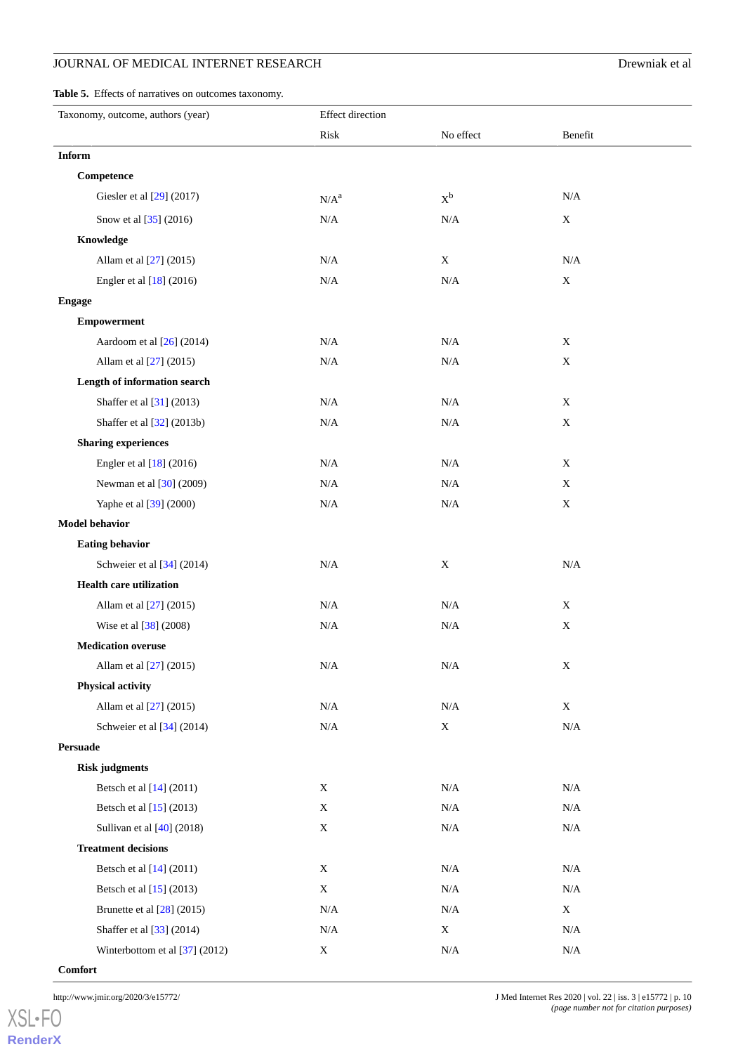**Table 5.** Effects of narratives on outcomes taxonomy.

| Taxonomy, outcome, authors (year) | Effect direction | | |
|---|---|---|---|
| | Risk | No effect | Benefit |
| **Inform** | | | |
| **Competence** | | | |
| Giesler et al [29] (2017) | N/A[a] | X[b] | N/A |
| Snow et al [35] (2016) | N/A | N/A | X |
| **Knowledge** | | | |
| Allam et al [27] (2015) | N/A | X | N/A |
| Engler et al [18] (2016) | N/A | N/A | X |
| **Engage** | | | |
| **Empowerment** | | | |
| Aardoom et al [26] (2014) | N/A | N/A | X |
| Allam et al [27] (2015) | N/A | N/A | X |
| **Length of information search** | | | |
| Shaffer et al [31] (2013) | N/A | N/A | X |
| Shaffer et al [32] (2013b) | N/A | N/A | X |
| **Sharing experiences** | | | |
| Engler et al [18] (2016) | N/A | N/A | X |
| Newman et al [30] (2009) | N/A | N/A | X |
| Yaphe et al [39] (2000) | N/A | N/A | X |
| **Model behavior** | | | |
| **Eating behavior** | | | |
| Schweier et al [34] (2014) | N/A | X | N/A |
| **Health care utilization** | | | |
| Allam et al [27] (2015) | N/A | N/A | X |
| Wise et al [38] (2008) | N/A | N/A | X |
| **Medication overuse** | | | |
| Allam et al [27] (2015) | N/A | N/A | X |
| **Physical activity** | | | |
| Allam et al [27] (2015) | N/A | N/A | X |
| Schweier et al [34] (2014) | N/A | X | N/A |
| **Persuade** | | | |
| **Risk judgments** | | | |
| Betsch et al [14] (2011) | X | N/A | N/A |
| Betsch et al [15] (2013) | X | N/A | N/A |
| Sullivan et al [40] (2018) | X | N/A | N/A |
| **Treatment decisions** | | | |
| Betsch et al [14] (2011) | X | N/A | N/A |
| Betsch et al [15] (2013) | X | N/A | N/A |
| Brunette et al [28] (2015) | N/A | N/A | X |
| Shaffer et al [33] (2014) | N/A | X | N/A |
| Winterbottom et al [37] (2012) | X | N/A | N/A |
| **Comfort** | | | |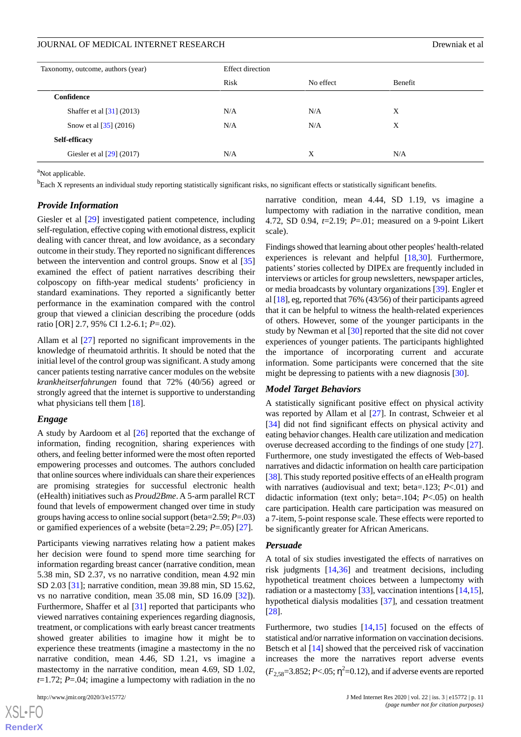| Taxonomy, outcome, authors (year) | Effect direction | | |
|---|---|---|---|
| | Risk | No effect | Benefit |
| **Confidence** | | | |
| Shaffer et al [31] (2013) | N/A | N/A | X |
| Snow et al [35] (2016) | N/A | N/A | X |
| **Self-efficacy** | | | |
| Giesler et al [29] (2017) | N/A | X | N/A |

[a]Not applicable.

[b]Each X represents an individual study reporting statistically significant risks, no significant effects or statistically significant benefits.

### Provide Information

Giesler et al [29] investigated patient competence, including self-regulation, effective coping with emotional distress, explicit dealing with cancer threat, and low avoidance, as a secondary outcome in their study. They reported no significant differences between the intervention and control groups. Snow et al [35] examined the effect of patient narratives describing their colposcopy on fifth-year medical students' proficiency in standard examinations. They reported a significantly better performance in the examination compared with the control group that viewed a clinician describing the procedure (odds ratio [OR] 2.7, 95% CI 1.2-6.1; *P*=.02).

Allam et al [27] reported no significant improvements in the knowledge of rheumatoid arthritis. It should be noted that the initial level of the control group was significant. A study among cancer patients testing narrative cancer modules on the website *krankheitserfahrungen* found that 72% (40/56) agreed or strongly agreed that the internet is supportive to understanding what physicians tell them [18].

### Engage

A study by Aardoom et al [26] reported that the exchange of information, finding recognition, sharing experiences with others, and feeling better informed were the most often reported empowering processes and outcomes. The authors concluded that online sources where individuals can share their experiences are promising strategies for successful electronic health (eHealth) initiatives such as *Proud2Bme*. A 5-arm parallel RCT found that levels of empowerment changed over time in study groups having access to online social support (beta=2.59; *P*=.03) or gamified experiences of a website (beta=2.29; *P*=.05) [27].

Participants viewing narratives relating how a patient makes her decision were found to spend more time searching for information regarding breast cancer (narrative condition, mean 5.38 min, SD 2.37, vs no narrative condition, mean 4.92 min SD 2.03 [31]; narrative condition, mean 39.88 min, SD 15.62, vs no narrative condition, mean 35.08 min, SD 16.09 [32]). Furthermore, Shaffer et al [31] reported that participants who viewed narratives containing experiences regarding diagnosis, treatment, or complications with early breast cancer treatments showed greater abilities to imagine how it might be to experience these treatments (imagine a mastectomy in the no narrative condition, mean 4.46, SD 1.21, vs imagine a mastectomy in the narrative condition, mean 4.69, SD 1.02, *t*=1.72; *P*=.04; imagine a lumpectomy with radiation in the no narrative condition, mean 4.44, SD 1.19, vs imagine a lumpectomy with radiation in the narrative condition, mean 4.72, SD 0.94, *t*=2.19; *P*=.01; measured on a 9-point Likert scale).

Findings showed that learning about other peoples' health-related experiences is relevant and helpful [18,30]. Furthermore, patients' stories collected by DIPEx are frequently included in interviews or articles for group newsletters, newspaper articles, or media broadcasts by voluntary organizations [39]. Engler et al [18], eg, reported that 76% (43/56) of their participants agreed that it can be helpful to witness the health-related experiences of others. However, some of the younger participants in the study by Newman et al [30] reported that the site did not cover experiences of younger patients. The participants highlighted the importance of incorporating current and accurate information. Some participants were concerned that the site might be depressing to patients with a new diagnosis [30].

### Model Target Behaviors

A statistically significant positive effect on physical activity was reported by Allam et al [27]. In contrast, Schweier et al [34] did not find significant effects on physical activity and eating behavior changes. Health care utilization and medication overuse decreased according to the findings of one study [27]. Furthermore, one study investigated the effects of Web-based narratives and didactic information on health care participation [38]. This study reported positive effects of an eHealth program with narratives (audiovisual and text; beta=.123; *P*<.01) and didactic information (text only; beta=.104; *P*<.05) on health care participation. Health care participation was measured on a 7-item, 5-point response scale. These effects were reported to be significantly greater for African Americans.

### Persuade

A total of six studies investigated the effects of narratives on risk judgments [14,36] and treatment decisions, including hypothetical treatment choices between a lumpectomy with radiation or a mastectomy [33], vaccination intentions [14,15], hypothetical dialysis modalities [37], and cessation treatment [28].

Furthermore, two studies [14,15] focused on the effects of statistical and/or narrative information on vaccination decisions. Betsch et al [14] showed that the perceived risk of vaccination increases the more the narratives report adverse events ($F_{2,58}$=3.852; *P*<.05; $\eta^2$=0.12), and if adverse events are reported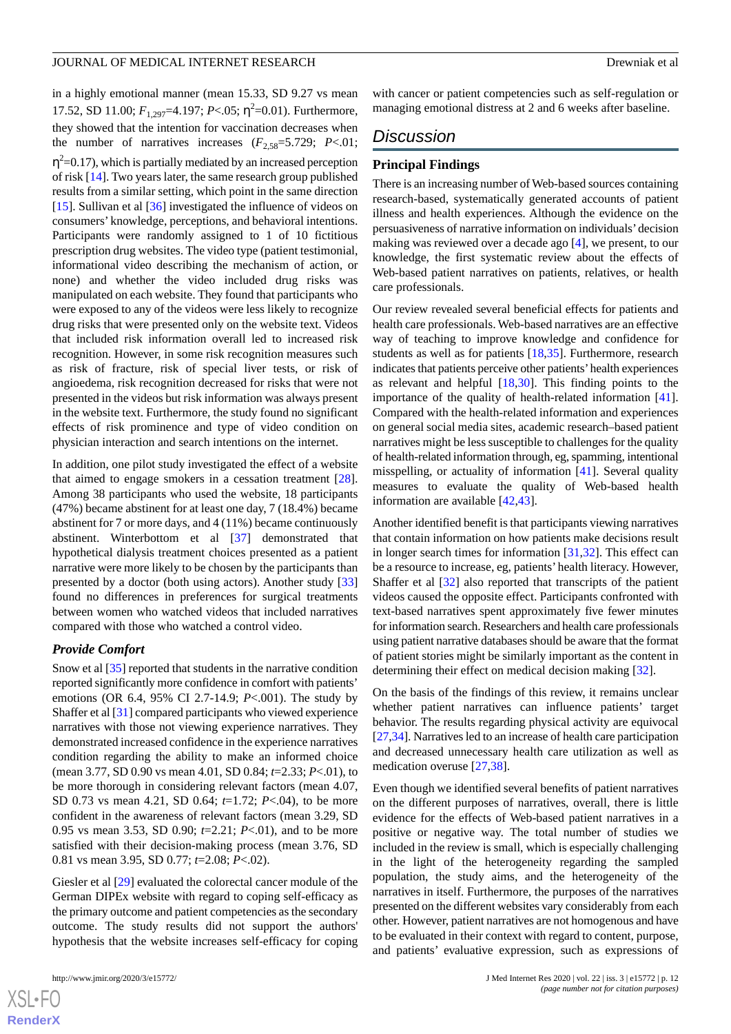in a highly emotional manner (mean 15.33, SD 9.27 vs mean 17.52, SD 11.00; $F_{1,297}$=4.197; $P$<.05; $\eta^2$=0.01). Furthermore, they showed that the intention for vaccination decreases when the number of narratives increases ($F_{2,58}$=5.729; $P$<.01; $\eta^2$=0.17), which is partially mediated by an increased perception of risk [14]. Two years later, the same research group published results from a similar setting, which point in the same direction [15]. Sullivan et al [36] investigated the influence of videos on consumers' knowledge, perceptions, and behavioral intentions. Participants were randomly assigned to 1 of 10 fictitious prescription drug websites. The video type (patient testimonial, informational video describing the mechanism of action, or none) and whether the video included drug risks was manipulated on each website. They found that participants who were exposed to any of the videos were less likely to recognize drug risks that were presented only on the website text. Videos that included risk information overall led to increased risk recognition. However, in some risk recognition measures such as risk of fracture, risk of special liver tests, or risk of angioedema, risk recognition decreased for risks that were not presented in the videos but risk information was always present in the website text. Furthermore, the study found no significant effects of risk prominence and type of video condition on physician interaction and search intentions on the internet.

In addition, one pilot study investigated the effect of a website that aimed to engage smokers in a cessation treatment [28]. Among 38 participants who used the website, 18 participants (47%) became abstinent for at least one day, 7 (18.4%) became abstinent for 7 or more days, and 4 (11%) became continuously abstinent. Winterbottom et al [37] demonstrated that hypothetical dialysis treatment choices presented as a patient narrative were more likely to be chosen by the participants than presented by a doctor (both using actors). Another study [33] found no differences in preferences for surgical treatments between women who watched videos that included narratives compared with those who watched a control video.

### *Provide Comfort*

Snow et al [35] reported that students in the narrative condition reported significantly more confidence in comfort with patients' emotions (OR 6.4, 95% CI 2.7-14.9; $P$<.001). The study by Shaffer et al [31] compared participants who viewed experience narratives with those not viewing experience narratives. They demonstrated increased confidence in the experience narratives condition regarding the ability to make an informed choice (mean 3.77, SD 0.90 vs mean 4.01, SD 0.84; $t$=2.33; $P$<.01), to be more thorough in considering relevant factors (mean 4.07, SD 0.73 vs mean 4.21, SD 0.64; $t$=1.72; $P$<.04), to be more confident in the awareness of relevant factors (mean 3.29, SD 0.95 vs mean 3.53, SD 0.90; $t$=2.21; $P$<.01), and to be more satisfied with their decision-making process (mean 3.76, SD 0.81 vs mean 3.95, SD 0.77; $t$=2.08; $P$<.02).

Giesler et al [29] evaluated the colorectal cancer module of the German DIPEx website with regard to coping self-efficacy as the primary outcome and patient competencies as the secondary outcome. The study results did not support the authors' hypothesis that the website increases self-efficacy for coping with cancer or patient competencies such as self-regulation or managing emotional distress at 2 and 6 weeks after baseline.

## Discussion

### Principal Findings

There is an increasing number of Web-based sources containing research-based, systematically generated accounts of patient illness and health experiences. Although the evidence on the persuasiveness of narrative information on individuals' decision making was reviewed over a decade ago [4], we present, to our knowledge, the first systematic review about the effects of Web-based patient narratives on patients, relatives, or health care professionals.

Our review revealed several beneficial effects for patients and health care professionals. Web-based narratives are an effective way of teaching to improve knowledge and confidence for students as well as for patients [18,35]. Furthermore, research indicates that patients perceive other patients' health experiences as relevant and helpful [18,30]. This finding points to the importance of the quality of health-related information [41]. Compared with the health-related information and experiences on general social media sites, academic research–based patient narratives might be less susceptible to challenges for the quality of health-related information through, eg, spamming, intentional misspelling, or actuality of information [41]. Several quality measures to evaluate the quality of Web-based health information are available [42,43].

Another identified benefit is that participants viewing narratives that contain information on how patients make decisions result in longer search times for information [31,32]. This effect can be a resource to increase, eg, patients' health literacy. However, Shaffer et al [32] also reported that transcripts of the patient videos caused the opposite effect. Participants confronted with text-based narratives spent approximately five fewer minutes for information search. Researchers and health care professionals using patient narrative databases should be aware that the format of patient stories might be similarly important as the content in determining their effect on medical decision making [32].

On the basis of the findings of this review, it remains unclear whether patient narratives can influence patients' target behavior. The results regarding physical activity are equivocal [27,34]. Narratives led to an increase of health care participation and decreased unnecessary health care utilization as well as medication overuse [27,38].

Even though we identified several benefits of patient narratives on the different purposes of narratives, overall, there is little evidence for the effects of Web-based patient narratives in a positive or negative way. The total number of studies we included in the review is small, which is especially challenging in the light of the heterogeneity regarding the sampled population, the study aims, and the heterogeneity of the narratives in itself. Furthermore, the purposes of the narratives presented on the different websites vary considerably from each other. However, patient narratives are not homogenous and have to be evaluated in their context with regard to content, purpose, and patients' evaluative expression, such as expressions of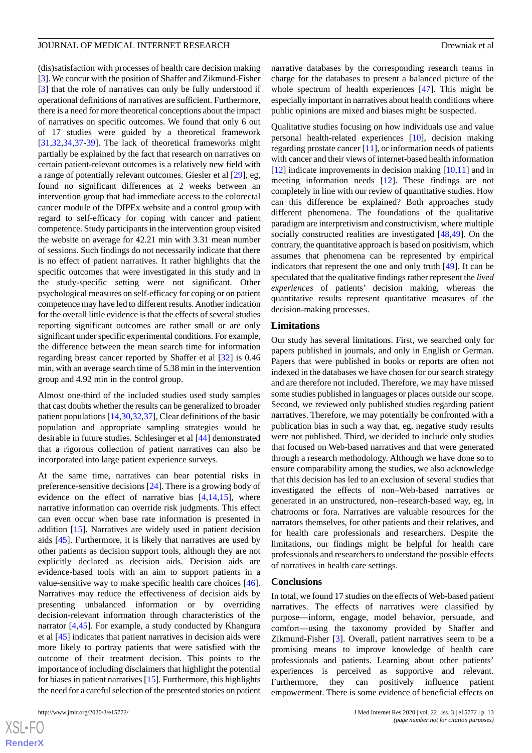(dis)satisfaction with processes of health care decision making [3]. We concur with the position of Shaffer and Zikmund-Fisher [3] that the role of narratives can only be fully understood if operational definitions of narratives are sufficient. Furthermore, there is a need for more theoretical conceptions about the impact of narratives on specific outcomes. We found that only 6 out of 17 studies were guided by a theoretical framework [31,32,34,37-39]. The lack of theoretical frameworks might partially be explained by the fact that research on narratives on certain patient-relevant outcomes is a relatively new field with a range of potentially relevant outcomes. Giesler et al [29], eg, found no significant differences at 2 weeks between an intervention group that had immediate access to the colorectal cancer module of the DIPEx website and a control group with regard to self-efficacy for coping with cancer and patient competence. Study participants in the intervention group visited the website on average for 42.21 min with 3.31 mean number of sessions. Such findings do not necessarily indicate that there is no effect of patient narratives. It rather highlights that the specific outcomes that were investigated in this study and in the study-specific setting were not significant. Other psychological measures on self-efficacy for coping or on patient competence may have led to different results. Another indication for the overall little evidence is that the effects of several studies reporting significant outcomes are rather small or are only significant under specific experimental conditions. For example, the difference between the mean search time for information regarding breast cancer reported by Shaffer et al [32] is 0.46 min, with an average search time of 5.38 min in the intervention group and 4.92 min in the control group.

Almost one-third of the included studies used study samples that cast doubts whether the results can be generalized to broader patient populations [14,30,32,37], Clear definitions of the basic population and appropriate sampling strategies would be desirable in future studies. Schlesinger et al [44] demonstrated that a rigorous collection of patient narratives can also be incorporated into large patient experience surveys.

At the same time, narratives can bear potential risks in preference-sensitive decisions [24]. There is a growing body of evidence on the effect of narrative bias [4,14,15], where narrative information can override risk judgments. This effect can even occur when base rate information is presented in addition [15]. Narratives are widely used in patient decision aids [45]. Furthermore, it is likely that narratives are used by other patients as decision support tools, although they are not explicitly declared as decision aids. Decision aids are evidence-based tools with an aim to support patients in a value-sensitive way to make specific health care choices [46]. Narratives may reduce the effectiveness of decision aids by presenting unbalanced information or by overriding decision-relevant information through characteristics of the narrator [4,45]. For example, a study conducted by Khangura et al [45] indicates that patient narratives in decision aids were more likely to portray patients that were satisfied with the outcome of their treatment decision. This points to the importance of including disclaimers that highlight the potential for biases in patient narratives [15]. Furthermore, this highlights the need for a careful selection of the presented stories on patient narrative databases by the corresponding research teams in charge for the databases to present a balanced picture of the whole spectrum of health experiences [47]. This might be especially important in narratives about health conditions where public opinions are mixed and biases might be suspected.

Qualitative studies focusing on how individuals use and value personal health-related experiences [10], decision making regarding prostate cancer [11], or information needs of patients with cancer and their views of internet-based health information [12] indicate improvements in decision making [10,11] and in meeting information needs [12]. These findings are not completely in line with our review of quantitative studies. How can this difference be explained? Both approaches study different phenomena. The foundations of the qualitative paradigm are interpretivism and constructivism, where multiple socially constructed realities are investigated [48,49]. On the contrary, the quantitative approach is based on positivism, which assumes that phenomena can be represented by empirical indicators that represent the one and only truth [49]. It can be speculated that the qualitative findings rather represent the *lived experiences* of patients' decision making, whereas the quantitative results represent quantitative measures of the decision-making processes.

## Limitations

Our study has several limitations. First, we searched only for papers published in journals, and only in English or German. Papers that were published in books or reports are often not indexed in the databases we have chosen for our search strategy and are therefore not included. Therefore, we may have missed some studies published in languages or places outside our scope. Second, we reviewed only published studies regarding patient narratives. Therefore, we may potentially be confronted with a publication bias in such a way that, eg, negative study results were not published. Third, we decided to include only studies that focused on Web-based narratives and that were generated through a research methodology. Although we have done so to ensure comparability among the studies, we also acknowledge that this decision has led to an exclusion of several studies that investigated the effects of non–Web-based narratives or generated in an unstructured, non–research-based way, eg, in chatrooms or fora. Narratives are valuable resources for the narrators themselves, for other patients and their relatives, and for health care professionals and researchers. Despite the limitations, our findings might be helpful for health care professionals and researchers to understand the possible effects of narratives in health care settings.

## Conclusions

In total, we found 17 studies on the effects of Web-based patient narratives. The effects of narratives were classified by purpose—inform, engage, model behavior, persuade, and comfort—using the taxonomy provided by Shaffer and Zikmund-Fisher [3]. Overall, patient narratives seem to be a promising means to improve knowledge of health care professionals and patients. Learning about other patients' experiences is perceived as supportive and relevant. Furthermore, they can positively influence patient empowerment. There is some evidence of beneficial effects on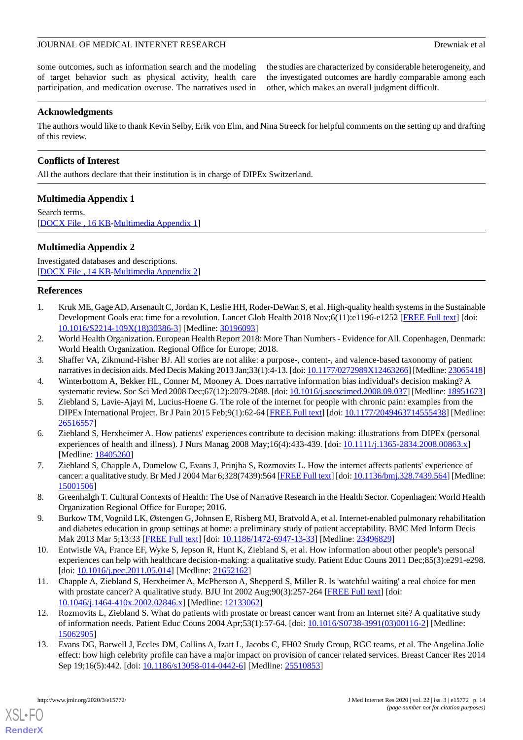some outcomes, such as information search and the modeling of target behavior such as physical activity, health care participation, and medication overuse. The narratives used in the studies are characterized by considerable heterogeneity, and the investigated outcomes are hardly comparable among each other, which makes an overall judgment difficult.

## Acknowledgments

The authors would like to thank Kevin Selby, Erik von Elm, and Nina Streeck for helpful comments on the setting up and drafting of this review.

## Conflicts of Interest

All the authors declare that their institution is in charge of DIPEx Switzerland.

## Multimedia Appendix 1

Search terms.
[DOCX File , 16 KB-Multimedia Appendix 1]

## Multimedia Appendix 2

Investigated databases and descriptions.
[DOCX File , 14 KB-Multimedia Appendix 2]

## References

1. Kruk ME, Gage AD, Arsenault C, Jordan K, Leslie HH, Roder-DeWan S, et al. High-quality health systems in the Sustainable Development Goals era: time for a revolution. Lancet Glob Health 2018 Nov;6(11):e1196-e1252 [FREE Full text] [doi: 10.1016/S2214-109X(18)30386-3] [Medline: 30196093]
2. World Health Organization. European Health Report 2018: More Than Numbers - Evidence for All. Copenhagen, Denmark: World Health Organization. Regional Office for Europe; 2018.
3. Shaffer VA, Zikmund-Fisher BJ. All stories are not alike: a purpose-, content-, and valence-based taxonomy of patient narratives in decision aids. Med Decis Making 2013 Jan;33(1):4-13. [doi: 10.1177/0272989X12463266] [Medline: 23065418]
4. Winterbottom A, Bekker HL, Conner M, Mooney A. Does narrative information bias individual's decision making? A systematic review. Soc Sci Med 2008 Dec;67(12):2079-2088. [doi: 10.1016/j.socscimed.2008.09.037] [Medline: 18951673]
5. Ziebland S, Lavie-Ajayi M, Lucius-Hoene G. The role of the internet for people with chronic pain: examples from the DIPEx International Project. Br J Pain 2015 Feb;9(1):62-64 [FREE Full text] [doi: 10.1177/2049463714555438] [Medline: 26516557]
6. Ziebland S, Herxheimer A. How patients' experiences contribute to decision making: illustrations from DIPEx (personal experiences of health and illness). J Nurs Manag 2008 May;16(4):433-439. [doi: 10.1111/j.1365-2834.2008.00863.x] [Medline: 18405260]
7. Ziebland S, Chapple A, Dumelow C, Evans J, Prinjha S, Rozmovits L. How the internet affects patients' experience of cancer: a qualitative study. Br Med J 2004 Mar 6;328(7439):564 [FREE Full text] [doi: 10.1136/bmj.328.7439.564] [Medline: 15001506]
8. Greenhalgh T. Cultural Contexts of Health: The Use of Narrative Research in the Health Sector. Copenhagen: World Health Organization Regional Office for Europe; 2016.
9. Burkow TM, Vognild LK, Østengen G, Johnsen E, Risberg MJ, Bratvold A, et al. Internet-enabled pulmonary rehabilitation and diabetes education in group settings at home: a preliminary study of patient acceptability. BMC Med Inform Decis Mak 2013 Mar 5;13:33 [FREE Full text] [doi: 10.1186/1472-6947-13-33] [Medline: 23496829]
10. Entwistle VA, France EF, Wyke S, Jepson R, Hunt K, Ziebland S, et al. How information about other people's personal experiences can help with healthcare decision-making: a qualitative study. Patient Educ Couns 2011 Dec;85(3):e291-e298. [doi: 10.1016/j.pec.2011.05.014] [Medline: 21652162]
11. Chapple A, Ziebland S, Herxheimer A, McPherson A, Shepperd S, Miller R. Is 'watchful waiting' a real choice for men with prostate cancer? A qualitative study. BJU Int 2002 Aug;90(3):257-264 [FREE Full text] [doi: 10.1046/j.1464-410x.2002.02846.x] [Medline: 12133062]
12. Rozmovits L, Ziebland S. What do patients with prostate or breast cancer want from an Internet site? A qualitative study of information needs. Patient Educ Couns 2004 Apr;53(1):57-64. [doi: 10.1016/S0738-3991(03)00116-2] [Medline: 15062905]
13. Evans DG, Barwell J, Eccles DM, Collins A, Izatt L, Jacobs C, FH02 Study Group, RGC teams, et al. The Angelina Jolie effect: how high celebrity profile can have a major impact on provision of cancer related services. Breast Cancer Res 2014 Sep 19;16(5):442. [doi: 10.1186/s13058-014-0442-6] [Medline: 25510853]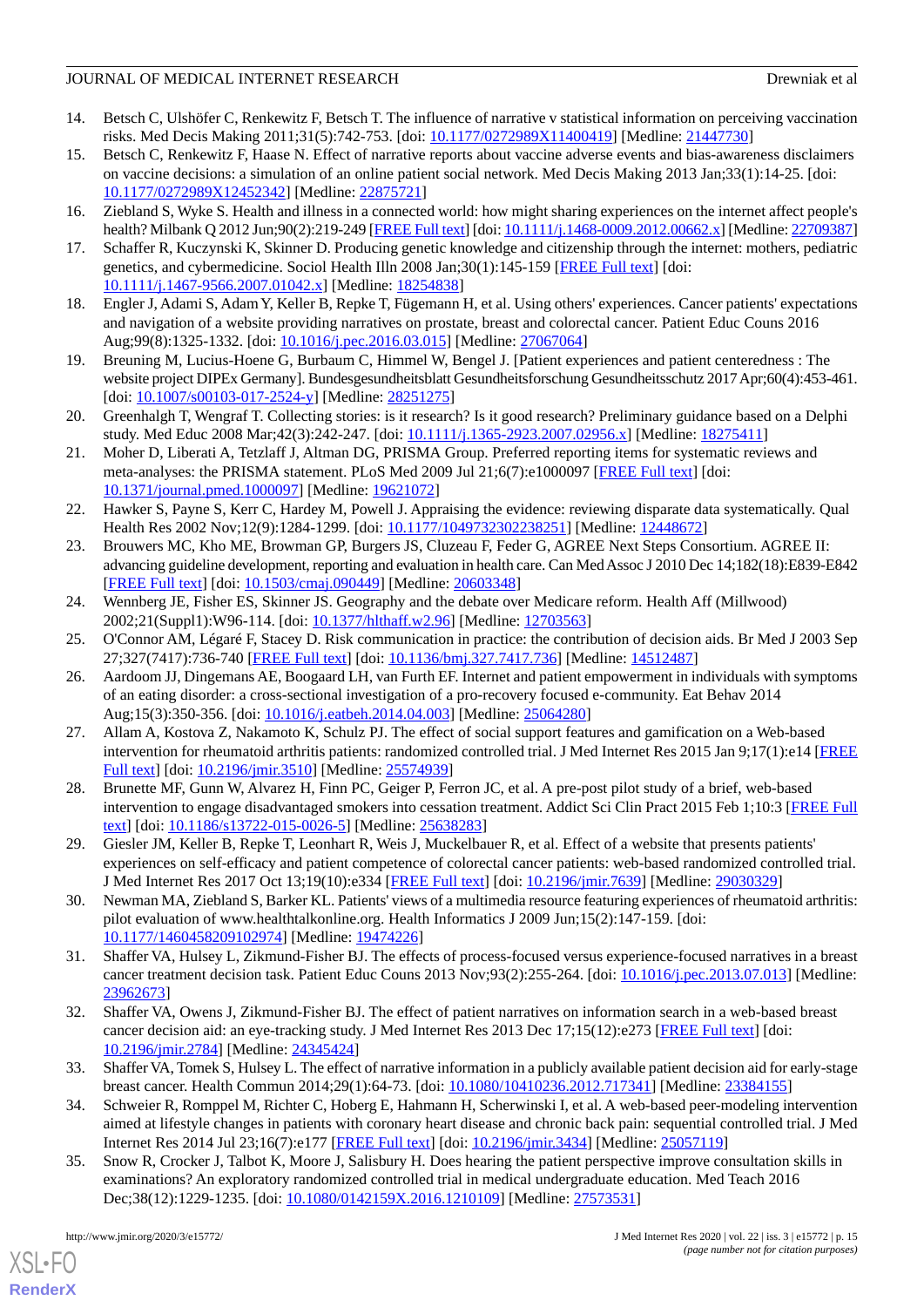14. Betsch C, Ulshöfer C, Renkewitz F, Betsch T. The influence of narrative v statistical information on perceiving vaccination risks. Med Decis Making 2011;31(5):742-753. [doi: 10.1177/0272989X11400419] [Medline: 21447730]
15. Betsch C, Renkewitz F, Haase N. Effect of narrative reports about vaccine adverse events and bias-awareness disclaimers on vaccine decisions: a simulation of an online patient social network. Med Decis Making 2013 Jan;33(1):14-25. [doi: 10.1177/0272989X12452342] [Medline: 22875721]
16. Ziebland S, Wyke S. Health and illness in a connected world: how might sharing experiences on the internet affect people's health? Milbank Q 2012 Jun;90(2):219-249 [FREE Full text] [doi: 10.1111/j.1468-0009.2012.00662.x] [Medline: 22709387]
17. Schaffer R, Kuczynski K, Skinner D. Producing genetic knowledge and citizenship through the internet: mothers, pediatric genetics, and cybermedicine. Sociol Health Illn 2008 Jan;30(1):145-159 [FREE Full text] [doi: 10.1111/j.1467-9566.2007.01042.x] [Medline: 18254838]
18. Engler J, Adami S, Adam Y, Keller B, Repke T, Fügemann H, et al. Using others' experiences. Cancer patients' expectations and navigation of a website providing narratives on prostate, breast and colorectal cancer. Patient Educ Couns 2016 Aug;99(8):1325-1332. [doi: 10.1016/j.pec.2016.03.015] [Medline: 27067064]
19. Breuning M, Lucius-Hoene G, Burbaum C, Himmel W, Bengel J. [Patient experiences and patient centeredness : The website project DIPEx Germany]. Bundesgesundheitsblatt Gesundheitsforschung Gesundheitsschutz 2017 Apr;60(4):453-461. [doi: 10.1007/s00103-017-2524-y] [Medline: 28251275]
20. Greenhalgh T, Wengraf T. Collecting stories: is it research? Is it good research? Preliminary guidance based on a Delphi study. Med Educ 2008 Mar;42(3):242-247. [doi: 10.1111/j.1365-2923.2007.02956.x] [Medline: 18275411]
21. Moher D, Liberati A, Tetzlaff J, Altman DG, PRISMA Group. Preferred reporting items for systematic reviews and meta-analyses: the PRISMA statement. PLoS Med 2009 Jul 21;6(7):e1000097 [FREE Full text] [doi: 10.1371/journal.pmed.1000097] [Medline: 19621072]
22. Hawker S, Payne S, Kerr C, Hardey M, Powell J. Appraising the evidence: reviewing disparate data systematically. Qual Health Res 2002 Nov;12(9):1284-1299. [doi: 10.1177/1049732302238251] [Medline: 12448672]
23. Brouwers MC, Kho ME, Browman GP, Burgers JS, Cluzeau F, Feder G, AGREE Next Steps Consortium. AGREE II: advancing guideline development, reporting and evaluation in health care. Can Med Assoc J 2010 Dec 14;182(18):E839-E842 [FREE Full text] [doi: 10.1503/cmaj.090449] [Medline: 20603348]
24. Wennberg JE, Fisher ES, Skinner JS. Geography and the debate over Medicare reform. Health Aff (Millwood) 2002;21(Suppl1):W96-114. [doi: 10.1377/hlthaff.w2.96] [Medline: 12703563]
25. O'Connor AM, Légaré F, Stacey D. Risk communication in practice: the contribution of decision aids. Br Med J 2003 Sep 27;327(7417):736-740 [FREE Full text] [doi: 10.1136/bmj.327.7417.736] [Medline: 14512487]
26. Aardoom JJ, Dingemans AE, Boogaard LH, van Furth EF. Internet and patient empowerment in individuals with symptoms of an eating disorder: a cross-sectional investigation of a pro-recovery focused e-community. Eat Behav 2014 Aug;15(3):350-356. [doi: 10.1016/j.eatbeh.2014.04.003] [Medline: 25064280]
27. Allam A, Kostova Z, Nakamoto K, Schulz PJ. The effect of social support features and gamification on a Web-based intervention for rheumatoid arthritis patients: randomized controlled trial. J Med Internet Res 2015 Jan 9;17(1):e14 [FREE Full text] [doi: 10.2196/jmir.3510] [Medline: 25574939]
28. Brunette MF, Gunn W, Alvarez H, Finn PC, Geiger P, Ferron JC, et al. A pre-post pilot study of a brief, web-based intervention to engage disadvantaged smokers into cessation treatment. Addict Sci Clin Pract 2015 Feb 1;10:3 [FREE Full text] [doi: 10.1186/s13722-015-0026-5] [Medline: 25638283]
29. Giesler JM, Keller B, Repke T, Leonhart R, Weis J, Muckelbauer R, et al. Effect of a website that presents patients' experiences on self-efficacy and patient competence of colorectal cancer patients: web-based randomized controlled trial. J Med Internet Res 2017 Oct 13;19(10):e334 [FREE Full text] [doi: 10.2196/jmir.7639] [Medline: 29030329]
30. Newman MA, Ziebland S, Barker KL. Patients' views of a multimedia resource featuring experiences of rheumatoid arthritis: pilot evaluation of www.healthtalkonline.org. Health Informatics J 2009 Jun;15(2):147-159. [doi: 10.1177/1460458209102974] [Medline: 19474226]
31. Shaffer VA, Hulsey L, Zikmund-Fisher BJ. The effects of process-focused versus experience-focused narratives in a breast cancer treatment decision task. Patient Educ Couns 2013 Nov;93(2):255-264. [doi: 10.1016/j.pec.2013.07.013] [Medline: 23962673]
32. Shaffer VA, Owens J, Zikmund-Fisher BJ. The effect of patient narratives on information search in a web-based breast cancer decision aid: an eye-tracking study. J Med Internet Res 2013 Dec 17;15(12):e273 [FREE Full text] [doi: 10.2196/jmir.2784] [Medline: 24345424]
33. Shaffer VA, Tomek S, Hulsey L. The effect of narrative information in a publicly available patient decision aid for early-stage breast cancer. Health Commun 2014;29(1):64-73. [doi: 10.1080/10410236.2012.717341] [Medline: 23384155]
34. Schweier R, Romppel M, Richter C, Hoberg E, Hahmann H, Scherwinski I, et al. A web-based peer-modeling intervention aimed at lifestyle changes in patients with coronary heart disease and chronic back pain: sequential controlled trial. J Med Internet Res 2014 Jul 23;16(7):e177 [FREE Full text] [doi: 10.2196/jmir.3434] [Medline: 25057119]
35. Snow R, Crocker J, Talbot K, Moore J, Salisbury H. Does hearing the patient perspective improve consultation skills in examinations? An exploratory randomized controlled trial in medical undergraduate education. Med Teach 2016 Dec;38(12):1229-1235. [doi: 10.1080/0142159X.2016.1210109] [Medline: 27573531]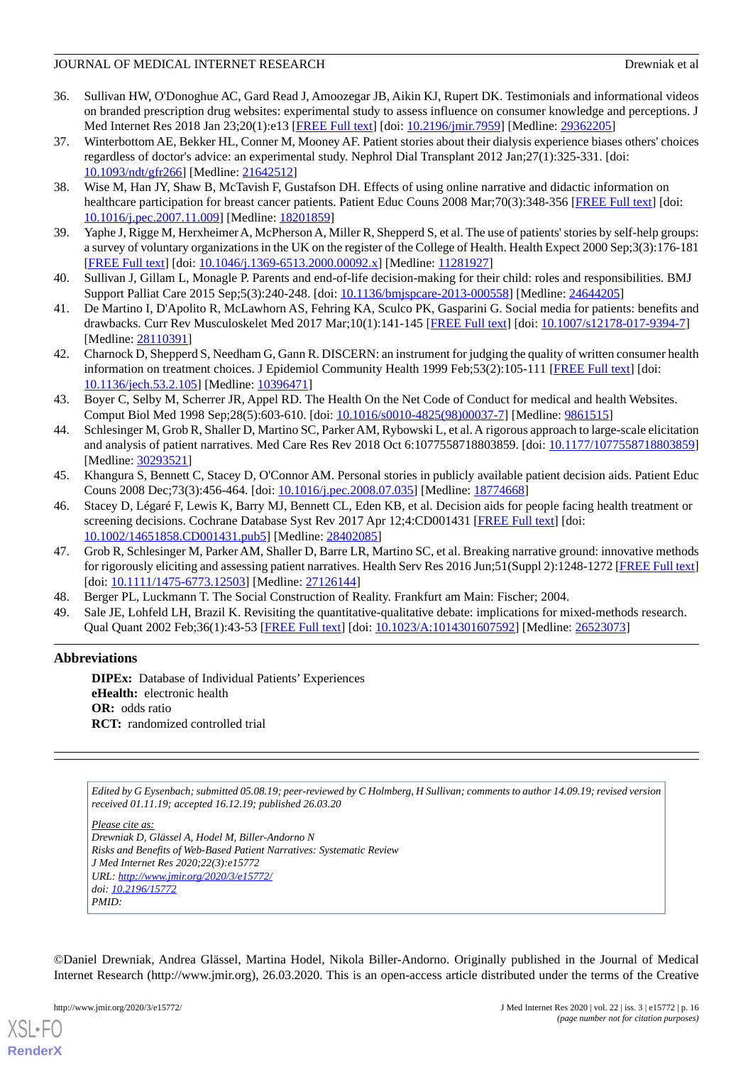36. Sullivan HW, O'Donoghue AC, Gard Read J, Amoozegar JB, Aikin KJ, Rupert DK. Testimonials and informational videos on branded prescription drug websites: experimental study to assess influence on consumer knowledge and perceptions. J Med Internet Res 2018 Jan 23;20(1):e13 [FREE Full text] [doi: 10.2196/jmir.7959] [Medline: 29362205]
37. Winterbottom AE, Bekker HL, Conner M, Mooney AF. Patient stories about their dialysis experience biases others' choices regardless of doctor's advice: an experimental study. Nephrol Dial Transplant 2012 Jan;27(1):325-331. [doi: 10.1093/ndt/gfr266] [Medline: 21642512]
38. Wise M, Han JY, Shaw B, McTavish F, Gustafson DH. Effects of using online narrative and didactic information on healthcare participation for breast cancer patients. Patient Educ Couns 2008 Mar;70(3):348-356 [FREE Full text] [doi: 10.1016/j.pec.2007.11.009] [Medline: 18201859]
39. Yaphe J, Rigge M, Herxheimer A, McPherson A, Miller R, Shepperd S, et al. The use of patients' stories by self-help groups: a survey of voluntary organizations in the UK on the register of the College of Health. Health Expect 2000 Sep;3(3):176-181 [FREE Full text] [doi: 10.1046/j.1369-6513.2000.00092.x] [Medline: 11281927]
40. Sullivan J, Gillam L, Monagle P. Parents and end-of-life decision-making for their child: roles and responsibilities. BMJ Support Palliat Care 2015 Sep;5(3):240-248. [doi: 10.1136/bmjspcare-2013-000558] [Medline: 24644205]
41. De Martino I, D'Apolito R, McLawhorn AS, Fehring KA, Sculco PK, Gasparini G. Social media for patients: benefits and drawbacks. Curr Rev Musculoskelet Med 2017 Mar;10(1):141-145 [FREE Full text] [doi: 10.1007/s12178-017-9394-7] [Medline: 28110391]
42. Charnock D, Shepperd S, Needham G, Gann R. DISCERN: an instrument for judging the quality of written consumer health information on treatment choices. J Epidemiol Community Health 1999 Feb;53(2):105-111 [FREE Full text] [doi: 10.1136/jech.53.2.105] [Medline: 10396471]
43. Boyer C, Selby M, Scherrer JR, Appel RD. The Health On the Net Code of Conduct for medical and health Websites. Comput Biol Med 1998 Sep;28(5):603-610. [doi: 10.1016/s0010-4825(98)00037-7] [Medline: 9861515]
44. Schlesinger M, Grob R, Shaller D, Martino SC, Parker AM, Rybowski L, et al. A rigorous approach to large-scale elicitation and analysis of patient narratives. Med Care Res Rev 2018 Oct 6:1077558718803859. [doi: 10.1177/1077558718803859] [Medline: 30293521]
45. Khangura S, Bennett C, Stacey D, O'Connor AM. Personal stories in publicly available patient decision aids. Patient Educ Couns 2008 Dec;73(3):456-464. [doi: 10.1016/j.pec.2008.07.035] [Medline: 18774668]
46. Stacey D, Légaré F, Lewis K, Barry MJ, Bennett CL, Eden KB, et al. Decision aids for people facing health treatment or screening decisions. Cochrane Database Syst Rev 2017 Apr 12;4:CD001431 [FREE Full text] [doi: 10.1002/14651858.CD001431.pub5] [Medline: 28402085]
47. Grob R, Schlesinger M, Parker AM, Shaller D, Barre LR, Martino SC, et al. Breaking narrative ground: innovative methods for rigorously eliciting and assessing patient narratives. Health Serv Res 2016 Jun;51(Suppl 2):1248-1272 [FREE Full text] [doi: 10.1111/1475-6773.12503] [Medline: 27126144]
48. Berger PL, Luckmann T. The Social Construction of Reality. Frankfurt am Main: Fischer; 2004.
49. Sale JE, Lohfeld LH, Brazil K. Revisiting the quantitative-qualitative debate: implications for mixed-methods research. Qual Quant 2002 Feb;36(1):43-53 [FREE Full text] [doi: 10.1023/A:1014301607592] [Medline: 26523073]

## Abbreviations

**DIPEx:** Database of Individual Patients' Experiences
**eHealth:** electronic health
**OR:** odds ratio
**RCT:** randomized controlled trial

*Edited by G Eysenbach; submitted 05.08.19; peer-reviewed by C Holmberg, H Sullivan; comments to author 14.09.19; revised version received 01.11.19; accepted 16.12.19; published 26.03.20*

*Please cite as:*
*Drewniak D, Glässel A, Hodel M, Biller-Andorno N*
*Risks and Benefits of Web-Based Patient Narratives: Systematic Review*
*J Med Internet Res 2020;22(3):e15772*
*URL: http://www.jmir.org/2020/3/e15772/*
*doi: 10.2196/15772*
*PMID:*

©Daniel Drewniak, Andrea Glässel, Martina Hodel, Nikola Biller-Andorno. Originally published in the Journal of Medical Internet Research (http://www.jmir.org), 26.03.2020. This is an open-access article distributed under the terms of the Creative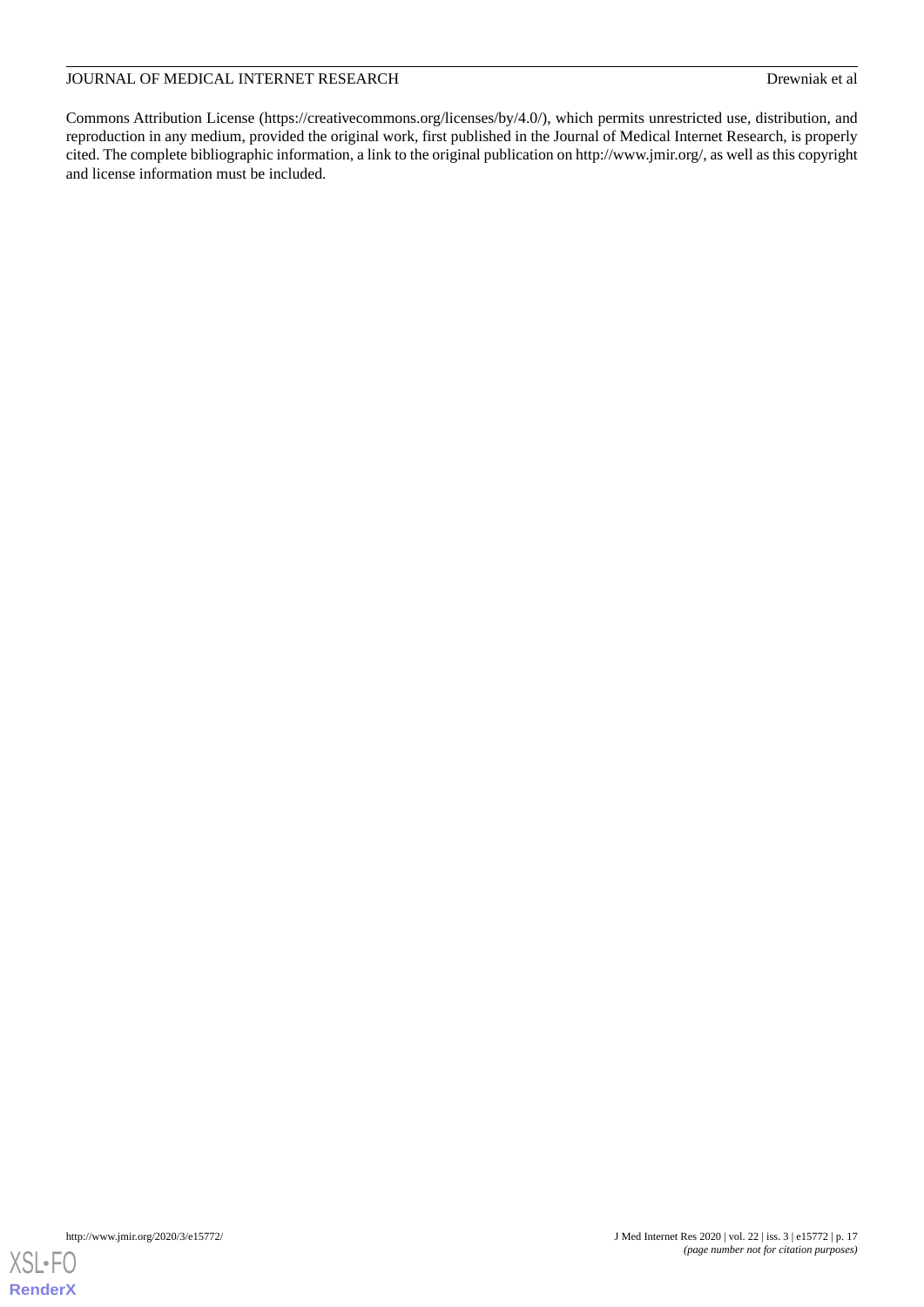Commons Attribution License (https://creativecommons.org/licenses/by/4.0/), which permits unrestricted use, distribution, and reproduction in any medium, provided the original work, first published in the Journal of Medical Internet Research, is properly cited. The complete bibliographic information, a link to the original publication on http://www.jmir.org/, as well as this copyright and license information must be included.